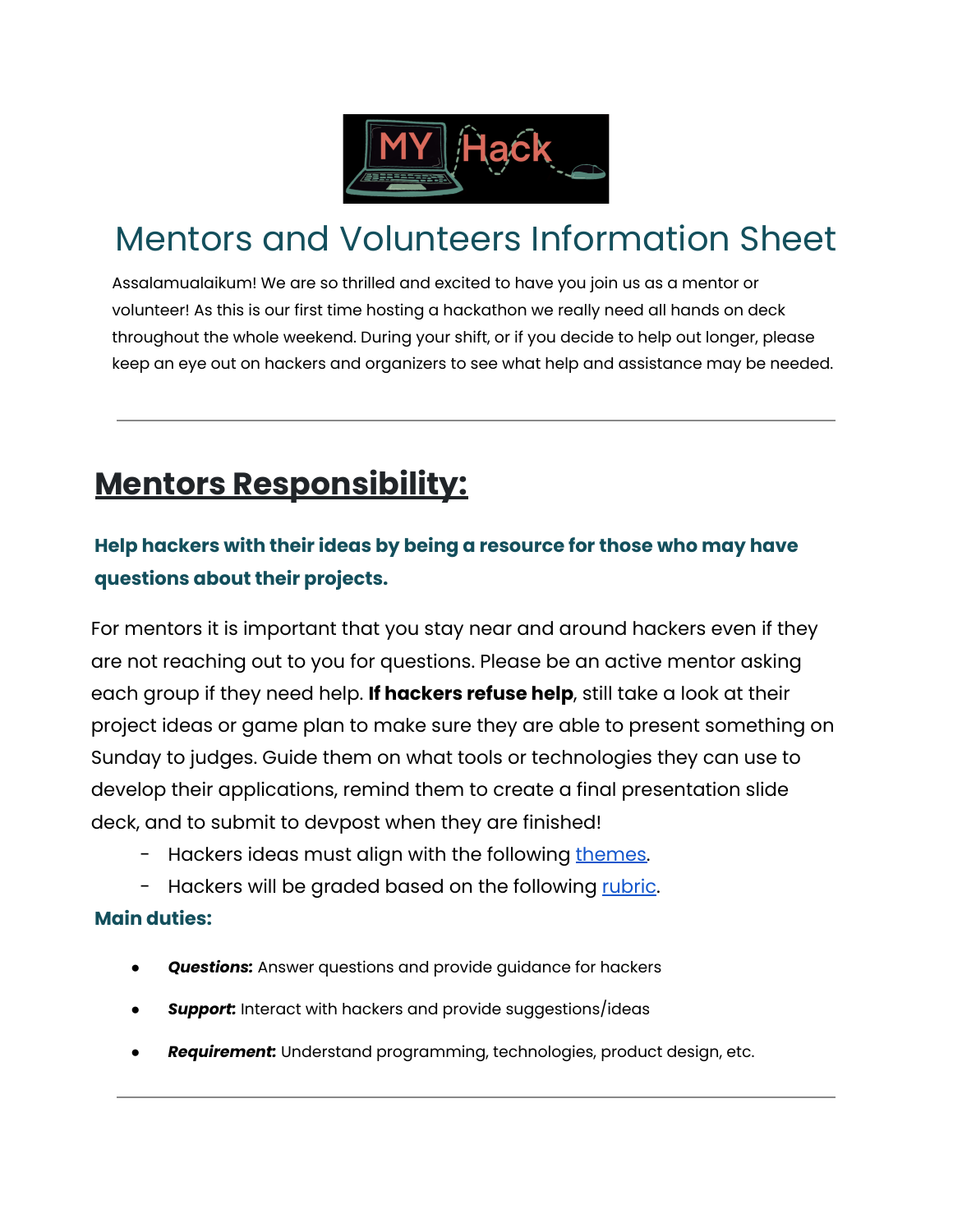# Mentors and Volunteers Information Sheet

Assalamualaikum! We are so thrilled and excited to have you join us as a mentor or volunteer! As this is our first time hosting a hackathon we really need all hands on deck throughout the whole weekend. During your shift, or if you decide to help out longer, please keep an eye out on hackers and organizers to see what help and assistance may be needed.

---

## Mentors Responsibility:

### Help hackers with their ideas by being a resource for those who may have questions about their projects.

For mentors it is important that you stay near and around hackers even if they are not reaching out to you for questions. Please be an active mentor asking each group if they need help. **If hackers refuse help**, still take a look at their project ideas or game plan to make sure they are able to present something on Sunday to judges. Guide them on what tools or technologies they can use to develop their applications, remind them to create a final presentation slide deck, and to submit to devpost when they are finished!

- Hackers ideas must align with the following themes.
- Hackers will be graded based on the following rubric.

**Main duties:**

- ***Questions:*** Answer questions and provide guidance for hackers
- ***Support:*** Interact with hackers and provide suggestions/ideas
- ***Requirement:*** Understand programming, technologies, product design, etc.

---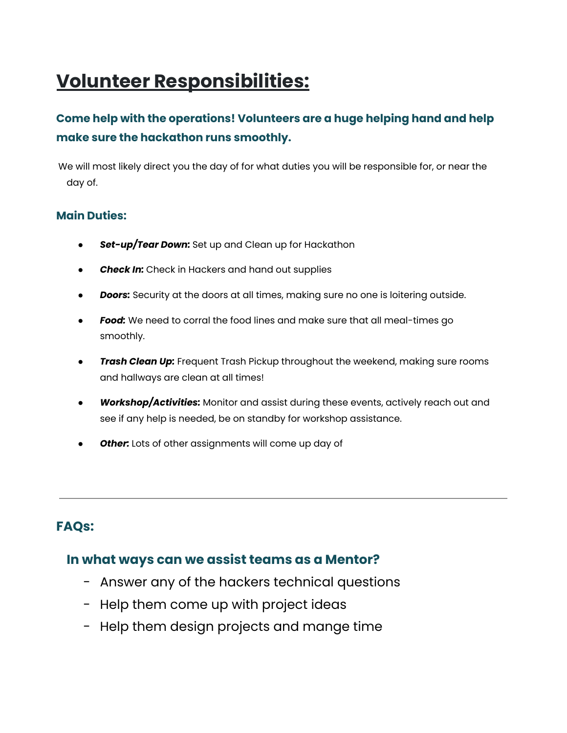# Volunteer Responsibilities:

### Come help with the operations! Volunteers are a huge helping hand and help make sure the hackathon runs smoothly.

We will most likely direct you the day of for what duties you will be responsible for, or near the day of.

### Main Duties:

- ***Set-up/Tear Down:*** Set up and Clean up for Hackathon
- ***Check In:*** Check in Hackers and hand out supplies
- ***Doors:*** Security at the doors at all times, making sure no one is loitering outside.
- ***Food:*** We need to corral the food lines and make sure that all meal-times go smoothly.
- ***Trash Clean Up:*** Frequent Trash Pickup throughout the weekend, making sure rooms and hallways are clean at all times!
- ***Workshop/Activities:*** Monitor and assist during these events, actively reach out and see if any help is needed, be on standby for workshop assistance.
- ***Other:*** Lots of other assignments will come up day of

---

## FAQs:

### In what ways can we assist teams as a Mentor?

- Answer any of the hackers technical questions
- Help them come up with project ideas
- Help them design projects and mange time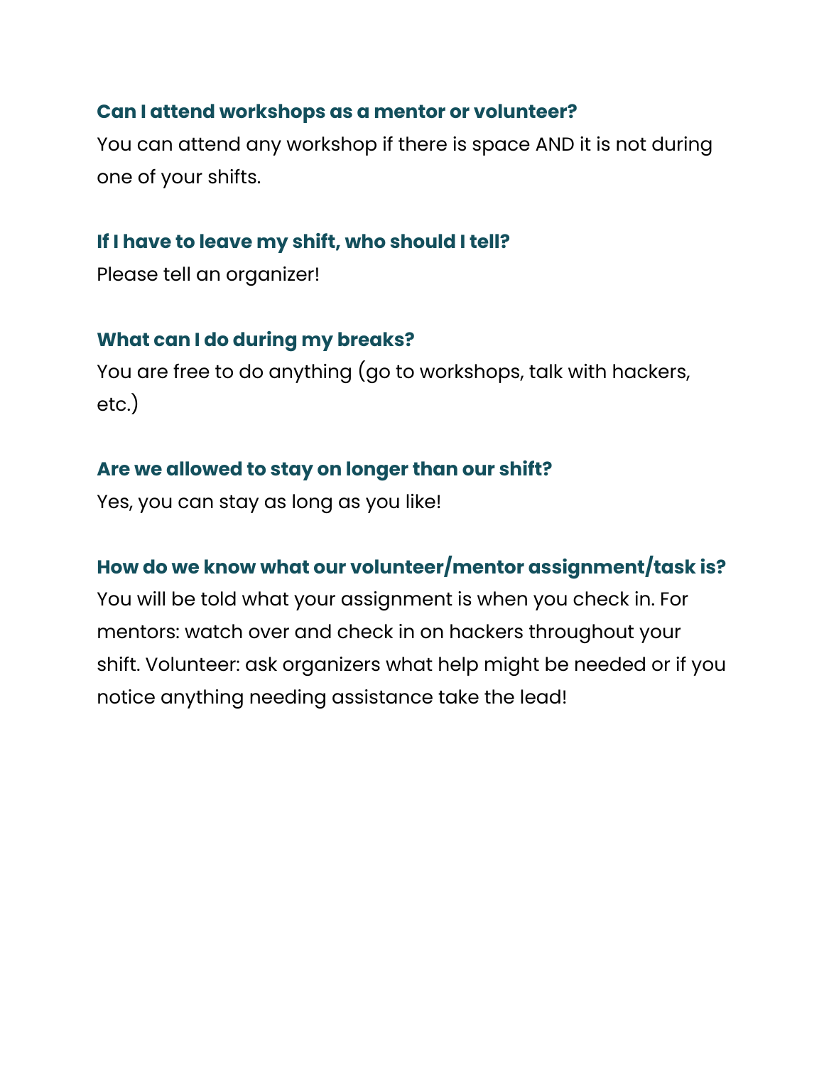### Can I attend workshops as a mentor or volunteer?

You can attend any workshop if there is space AND it is not during one of your shifts.

### If I have to leave my shift, who should I tell?

Please tell an organizer!

### What can I do during my breaks?

You are free to do anything (go to workshops, talk with hackers, etc.)

### Are we allowed to stay on longer than our shift?

Yes, you can stay as long as you like!

### How do we know what our volunteer/mentor assignment/task is?

You will be told what your assignment is when you check in. For mentors: watch over and check in on hackers throughout your shift. Volunteer: ask organizers what help might be needed or if you notice anything needing assistance take the lead!